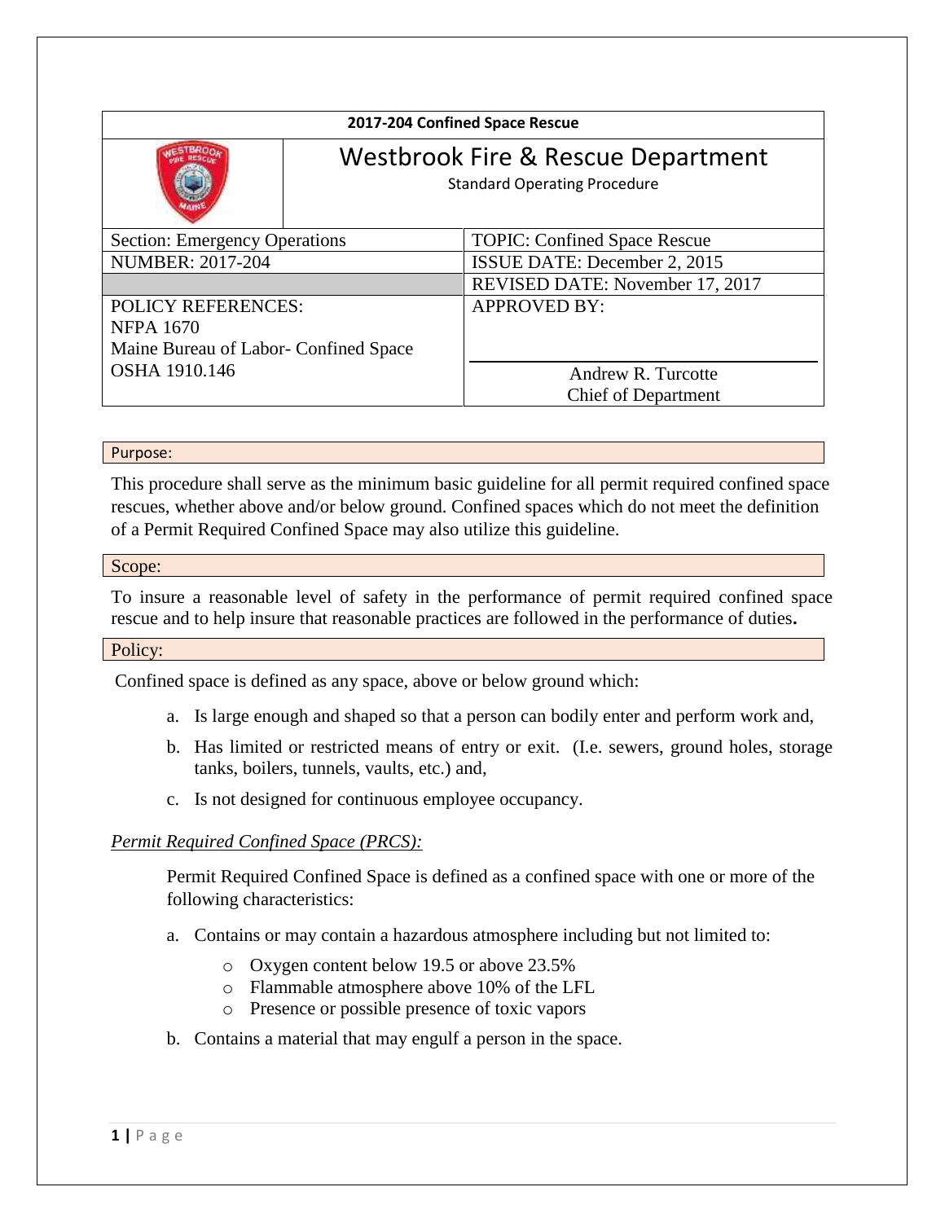**2017-204 Confined Space Rescue**

# Westbrook Fire & Rescue Department

Standard Operating Procedure

| Section: Emergency Operations | TOPIC: Confined Space Rescue |
|---|---|
| NUMBER: 2017-204 | ISSUE DATE: December 2, 2015 |
| | REVISED DATE: November 17, 2017 |
| POLICY REFERENCES:<br>NFPA 1670<br>Maine Bureau of Labor- Confined Space<br>OSHA 1910.146 | APPROVED BY:<br><br>Andrew R. Turcotte<br>Chief of Department |

## Purpose:

This procedure shall serve as the minimum basic guideline for all permit required confined space rescues, whether above and/or below ground. Confined spaces which do not meet the definition of a Permit Required Confined Space may also utilize this guideline.

## Scope:

To insure a reasonable level of safety in the performance of permit required confined space rescue and to help insure that reasonable practices are followed in the performance of duties**.**

## Policy:

Confined space is defined as any space, above or below ground which:

a. Is large enough and shaped so that a person can bodily enter and perform work and,
b. Has limited or restricted means of entry or exit. (I.e. sewers, ground holes, storage tanks, boilers, tunnels, vaults, etc.) and,
c. Is not designed for continuous employee occupancy.

*Permit Required Confined Space (PRCS):*

Permit Required Confined Space is defined as a confined space with one or more of the following characteristics:

a. Contains or may contain a hazardous atmosphere including but not limited to:
    - Oxygen content below 19.5 or above 23.5%
    - Flammable atmosphere above 10% of the LFL
    - Presence or possible presence of toxic vapors
b. Contains a material that may engulf a person in the space.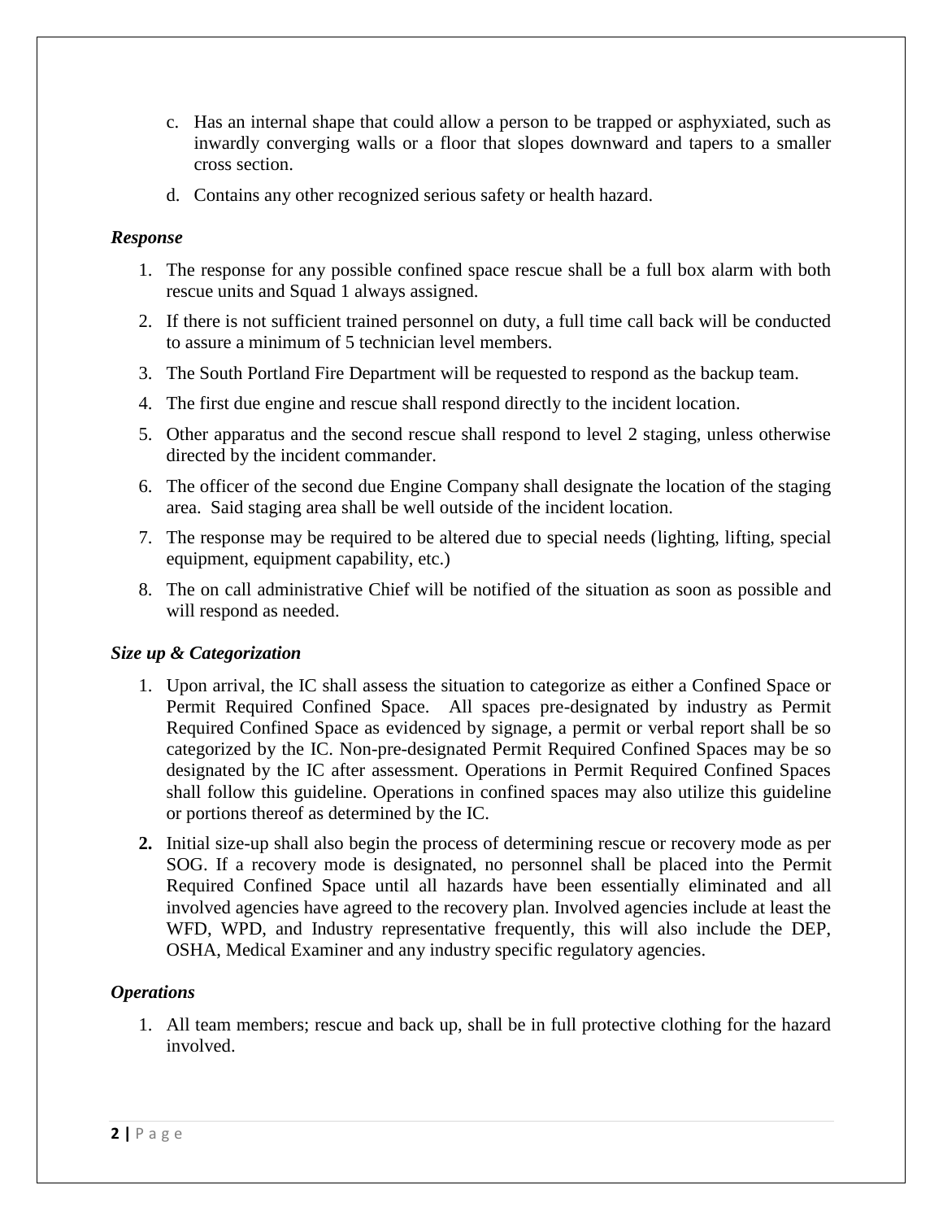c. Has an internal shape that could allow a person to be trapped or asphyxiated, such as inwardly converging walls or a floor that slopes downward and tapers to a smaller cross section.

d. Contains any other recognized serious safety or health hazard.

### *Response*

1. The response for any possible confined space rescue shall be a full box alarm with both rescue units and Squad 1 always assigned.
2. If there is not sufficient trained personnel on duty, a full time call back will be conducted to assure a minimum of 5 technician level members.
3. The South Portland Fire Department will be requested to respond as the backup team.
4. The first due engine and rescue shall respond directly to the incident location.
5. Other apparatus and the second rescue shall respond to level 2 staging, unless otherwise directed by the incident commander.
6. The officer of the second due Engine Company shall designate the location of the staging area. Said staging area shall be well outside of the incident location.
7. The response may be required to be altered due to special needs (lighting, lifting, special equipment, equipment capability, etc.)
8. The on call administrative Chief will be notified of the situation as soon as possible and will respond as needed.

### *Size up & Categorization*

1. Upon arrival, the IC shall assess the situation to categorize as either a Confined Space or Permit Required Confined Space. All spaces pre-designated by industry as Permit Required Confined Space as evidenced by signage, a permit or verbal report shall be so categorized by the IC. Non-pre-designated Permit Required Confined Spaces may be so designated by the IC after assessment. Operations in Permit Required Confined Spaces shall follow this guideline. Operations in confined spaces may also utilize this guideline or portions thereof as determined by the IC.
2. Initial size-up shall also begin the process of determining rescue or recovery mode as per SOG. If a recovery mode is designated, no personnel shall be placed into the Permit Required Confined Space until all hazards have been essentially eliminated and all involved agencies have agreed to the recovery plan. Involved agencies include at least the WFD, WPD, and Industry representative frequently, this will also include the DEP, OSHA, Medical Examiner and any industry specific regulatory agencies.

### *Operations*

1. All team members; rescue and back up, shall be in full protective clothing for the hazard involved.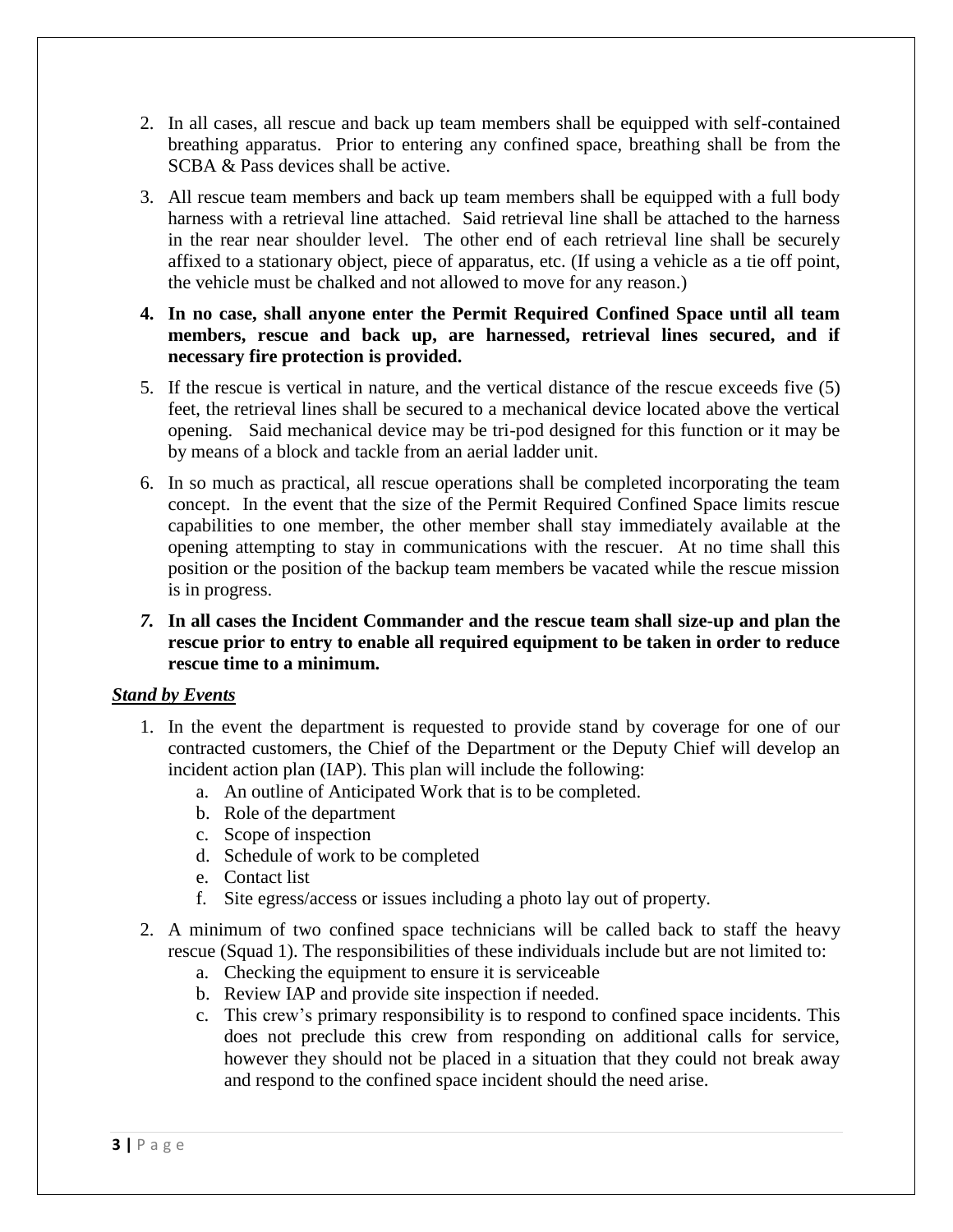2. In all cases, all rescue and back up team members shall be equipped with self-contained breathing apparatus. Prior to entering any confined space, breathing shall be from the SCBA & Pass devices shall be active.

3. All rescue team members and back up team members shall be equipped with a full body harness with a retrieval line attached. Said retrieval line shall be attached to the harness in the rear near shoulder level. The other end of each retrieval line shall be securely affixed to a stationary object, piece of apparatus, etc. (If using a vehicle as a tie off point, the vehicle must be chalked and not allowed to move for any reason.)

4. **In no case, shall anyone enter the Permit Required Confined Space until all team members, rescue and back up, are harnessed, retrieval lines secured, and if necessary fire protection is provided.**

5. If the rescue is vertical in nature, and the vertical distance of the rescue exceeds five (5) feet, the retrieval lines shall be secured to a mechanical device located above the vertical opening. Said mechanical device may be tri-pod designed for this function or it may be by means of a block and tackle from an aerial ladder unit.

6. In so much as practical, all rescue operations shall be completed incorporating the team concept. In the event that the size of the Permit Required Confined Space limits rescue capabilities to one member, the other member shall stay immediately available at the opening attempting to stay in communications with the rescuer. At no time shall this position or the position of the backup team members be vacated while the rescue mission is in progress.

7. **In all cases the Incident Commander and the rescue team shall size-up and plan the rescue prior to entry to enable all required equipment to be taken in order to reduce rescue time to a minimum.**

***Stand by Events***

1. In the event the department is requested to provide stand by coverage for one of our contracted customers, the Chief of the Department or the Deputy Chief will develop an incident action plan (IAP). This plan will include the following:
   a. An outline of Anticipated Work that is to be completed.
   b. Role of the department
   c. Scope of inspection
   d. Schedule of work to be completed
   e. Contact list
   f. Site egress/access or issues including a photo lay out of property.

2. A minimum of two confined space technicians will be called back to staff the heavy rescue (Squad 1). The responsibilities of these individuals include but are not limited to:
   a. Checking the equipment to ensure it is serviceable
   b. Review IAP and provide site inspection if needed.
   c. This crew's primary responsibility is to respond to confined space incidents. This does not preclude this crew from responding on additional calls for service, however they should not be placed in a situation that they could not break away and respond to the confined space incident should the need arise.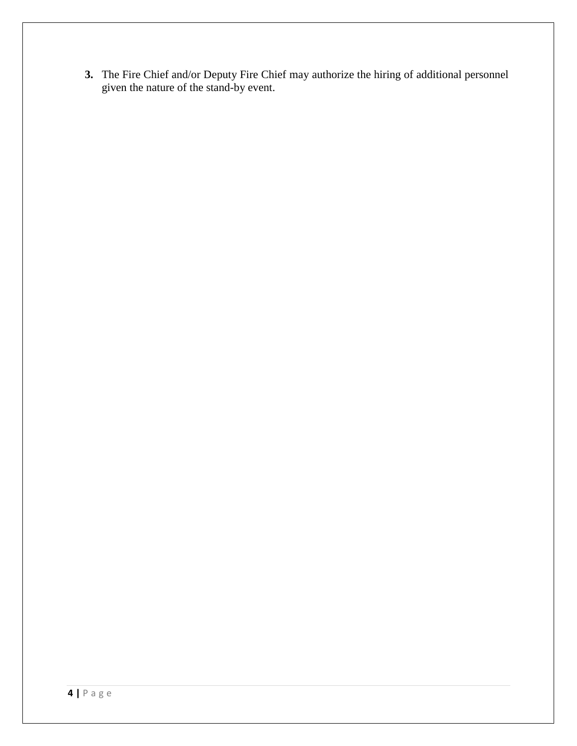3. The Fire Chief and/or Deputy Fire Chief may authorize the hiring of additional personnel given the nature of the stand-by event.